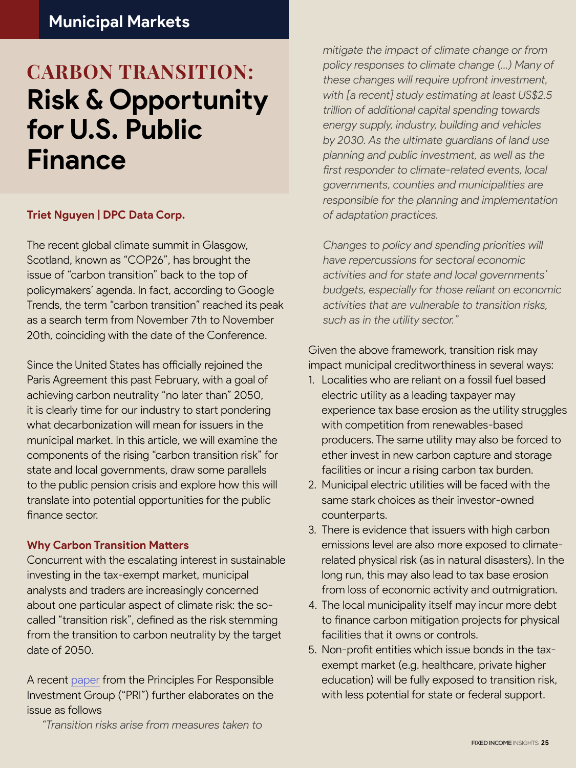Municipal Markets

# CARBON TRANSITION: Risk & Opportunity for U.S. Public Finance

**Triet Nguyen | DPC Data Corp.**

The recent global climate summit in Glasgow, Scotland, known as "COP26", has brought the issue of "carbon transition" back to the top of policymakers' agenda. In fact, according to Google Trends, the term "carbon transition" reached its peak as a search term from November 7th to November 20th, coinciding with the date of the Conference.

Since the United States has officially rejoined the Paris Agreement this past February, with a goal of achieving carbon neutrality "no later than" 2050, it is clearly time for our industry to start pondering what decarbonization will mean for issuers in the municipal market. In this article, we will examine the components of the rising "carbon transition risk" for state and local governments, draw some parallels to the public pension crisis and explore how this will translate into potential opportunities for the public finance sector.

## Why Carbon Transition Matters

Concurrent with the escalating interest in sustainable investing in the tax-exempt market, municipal analysts and traders are increasingly concerned about one particular aspect of climate risk: the so-called "transition risk", defined as the risk stemming from the transition to carbon neutrality by the target date of 2050.

A recent paper from the Principles For Responsible Investment Group ("PRI") further elaborates on the issue as follows

> *"Transition risks arise from measures taken to mitigate the impact of climate change or from policy responses to climate change (...) Many of these changes will require upfront investment, with [a recent] study estimating at least US$2.5 trillion of additional capital spending towards energy supply, industry, building and vehicles by 2030. As the ultimate guardians of land use planning and public investment, as well as the first responder to climate-related events, local governments, counties and municipalities are responsible for the planning and implementation of adaptation practices.*
>
> *Changes to policy and spending priorities will have repercussions for sectoral economic activities and for state and local governments' budgets, especially for those reliant on economic activities that are vulnerable to transition risks, such as in the utility sector."*

Given the above framework, transition risk may impact municipal creditworthiness in several ways:

1. Localities who are reliant on a fossil fuel based electric utility as a leading taxpayer may experience tax base erosion as the utility struggles with competition from renewables-based producers. The same utility may also be forced to ether invest in new carbon capture and storage facilities or incur a rising carbon tax burden.
2. Municipal electric utilities will be faced with the same stark choices as their investor-owned counterparts.
3. There is evidence that issuers with high carbon emissions level are also more exposed to climate-related physical risk (as in natural disasters). In the long run, this may also lead to tax base erosion from loss of economic activity and outmigration.
4. The local municipality itself may incur more debt to finance carbon mitigation projects for physical facilities that it owns or controls.
5. Non-profit entities which issue bonds in the tax-exempt market (e.g. healthcare, private higher education) will be fully exposed to transition risk, with less potential for state or federal support.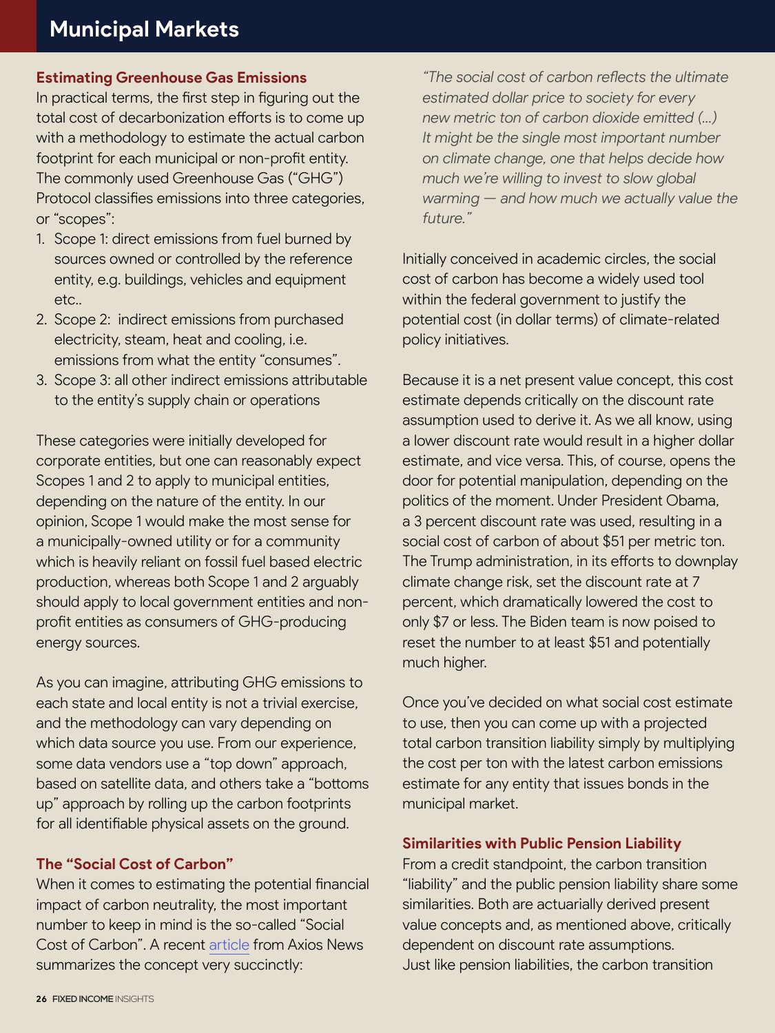### Estimating Greenhouse Gas Emissions

In practical terms, the first step in figuring out the total cost of decarbonization efforts is to come up with a methodology to estimate the actual carbon footprint for each municipal or non-profit entity. The commonly used Greenhouse Gas ("GHG") Protocol classifies emissions into three categories, or "scopes":

1. Scope 1: direct emissions from fuel burned by sources owned or controlled by the reference entity, e.g. buildings, vehicles and equipment etc..
2. Scope 2: indirect emissions from purchased electricity, steam, heat and cooling, i.e. emissions from what the entity "consumes".
3. Scope 3: all other indirect emissions attributable to the entity's supply chain or operations

These categories were initially developed for corporate entities, but one can reasonably expect Scopes 1 and 2 to apply to municipal entities, depending on the nature of the entity. In our opinion, Scope 1 would make the most sense for a municipally-owned utility or for a community which is heavily reliant on fossil fuel based electric production, whereas both Scope 1 and 2 arguably should apply to local government entities and non-profit entities as consumers of GHG-producing energy sources.

As you can imagine, attributing GHG emissions to each state and local entity is not a trivial exercise, and the methodology can vary depending on which data source you use. From our experience, some data vendors use a "top down" approach, based on satellite data, and others take a "bottoms up" approach by rolling up the carbon footprints for all identifiable physical assets on the ground.

### The "Social Cost of Carbon"

When it comes to estimating the potential financial impact of carbon neutrality, the most important number to keep in mind is the so-called "Social Cost of Carbon". A recent article from Axios News summarizes the concept very succinctly:

> *"The social cost of carbon reflects the ultimate estimated dollar price to society for every new metric ton of carbon dioxide emitted (...) It might be the single most important number on climate change, one that helps decide how much we're willing to invest to slow global warming — and how much we actually value the future."*

Initially conceived in academic circles, the social cost of carbon has become a widely used tool within the federal government to justify the potential cost (in dollar terms) of climate-related policy initiatives.

Because it is a net present value concept, this cost estimate depends critically on the discount rate assumption used to derive it. As we all know, using a lower discount rate would result in a higher dollar estimate, and vice versa. This, of course, opens the door for potential manipulation, depending on the politics of the moment. Under President Obama, a 3 percent discount rate was used, resulting in a social cost of carbon of about $51 per metric ton. The Trump administration, in its efforts to downplay climate change risk, set the discount rate at 7 percent, which dramatically lowered the cost to only $7 or less. The Biden team is now poised to reset the number to at least $51 and potentially much higher.

Once you've decided on what social cost estimate to use, then you can come up with a projected total carbon transition liability simply by multiplying the cost per ton with the latest carbon emissions estimate for any entity that issues bonds in the municipal market.

### Similarities with Public Pension Liability

From a credit standpoint, the carbon transition "liability" and the public pension liability share some similarities. Both are actuarially derived present value concepts and, as mentioned above, critically dependent on discount rate assumptions. Just like pension liabilities, the carbon transition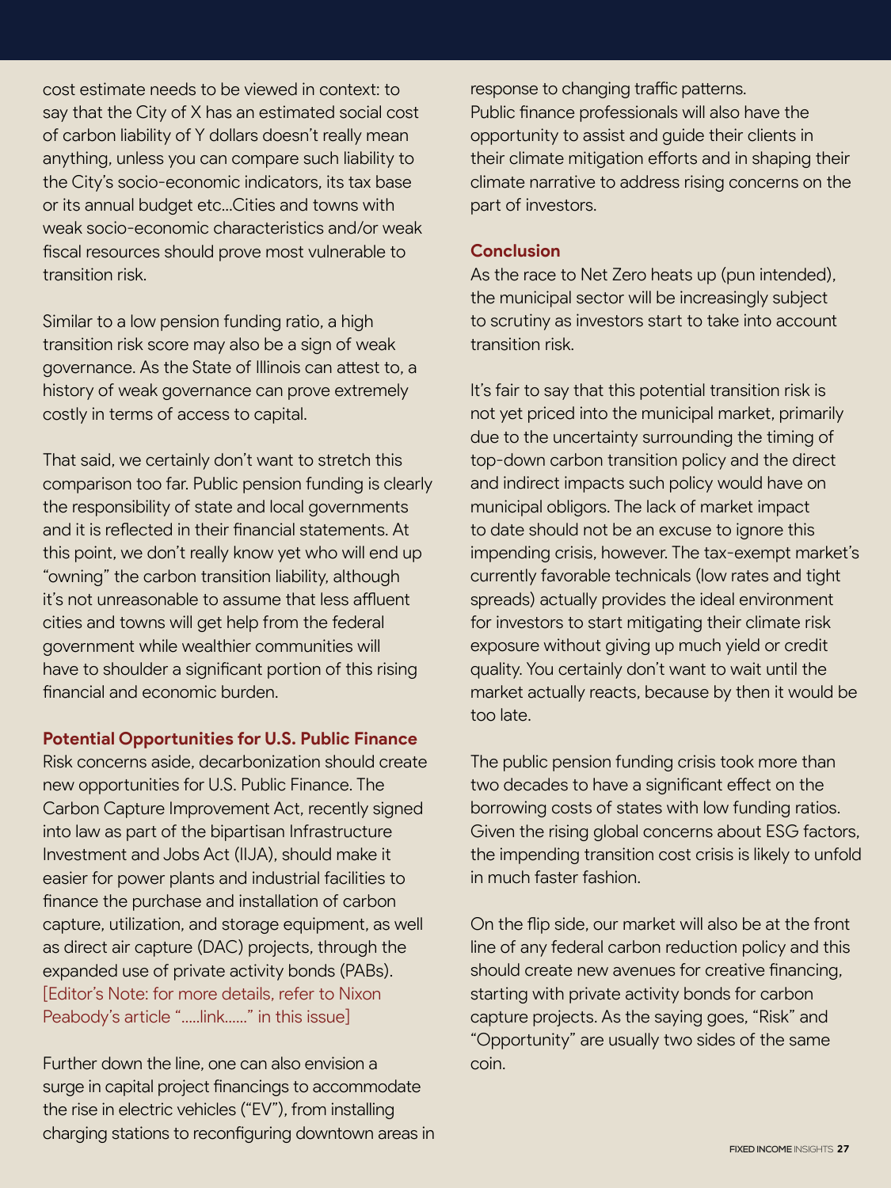cost estimate needs to be viewed in context: to say that the City of X has an estimated social cost of carbon liability of Y dollars doesn't really mean anything, unless you can compare such liability to the City's socio-economic indicators, its tax base or its annual budget etc...Cities and towns with weak socio-economic characteristics and/or weak fiscal resources should prove most vulnerable to transition risk.

Similar to a low pension funding ratio, a high transition risk score may also be a sign of weak governance. As the State of Illinois can attest to, a history of weak governance can prove extremely costly in terms of access to capital.

That said, we certainly don't want to stretch this comparison too far. Public pension funding is clearly the responsibility of state and local governments and it is reflected in their financial statements. At this point, we don't really know yet who will end up "owning" the carbon transition liability, although it's not unreasonable to assume that less affluent cities and towns will get help from the federal government while wealthier communities will have to shoulder a significant portion of this rising financial and economic burden.

### Potential Opportunities for U.S. Public Finance

Risk concerns aside, decarbonization should create new opportunities for U.S. Public Finance. The Carbon Capture Improvement Act, recently signed into law as part of the bipartisan Infrastructure Investment and Jobs Act (IIJA), should make it easier for power plants and industrial facilities to finance the purchase and installation of carbon capture, utilization, and storage equipment, as well as direct air capture (DAC) projects, through the expanded use of private activity bonds (PABs). [Editor's Note: for more details, refer to Nixon Peabody's article ".....link......" in this issue]

Further down the line, one can also envision a surge in capital project financings to accommodate the rise in electric vehicles ("EV"), from installing charging stations to reconfiguring downtown areas in response to changing traffic patterns.
Public finance professionals will also have the opportunity to assist and guide their clients in their climate mitigation efforts and in shaping their climate narrative to address rising concerns on the part of investors.

### Conclusion

As the race to Net Zero heats up (pun intended), the municipal sector will be increasingly subject to scrutiny as investors start to take into account transition risk.

It's fair to say that this potential transition risk is not yet priced into the municipal market, primarily due to the uncertainty surrounding the timing of top-down carbon transition policy and the direct and indirect impacts such policy would have on municipal obligors. The lack of market impact to date should not be an excuse to ignore this impending crisis, however. The tax-exempt market's currently favorable technicals (low rates and tight spreads) actually provides the ideal environment for investors to start mitigating their climate risk exposure without giving up much yield or credit quality. You certainly don't want to wait until the market actually reacts, because by then it would be too late.

The public pension funding crisis took more than two decades to have a significant effect on the borrowing costs of states with low funding ratios. Given the rising global concerns about ESG factors, the impending transition cost crisis is likely to unfold in much faster fashion.

On the flip side, our market will also be at the front line of any federal carbon reduction policy and this should create new avenues for creative financing, starting with private activity bonds for carbon capture projects. As the saying goes, "Risk" and "Opportunity" are usually two sides of the same coin.